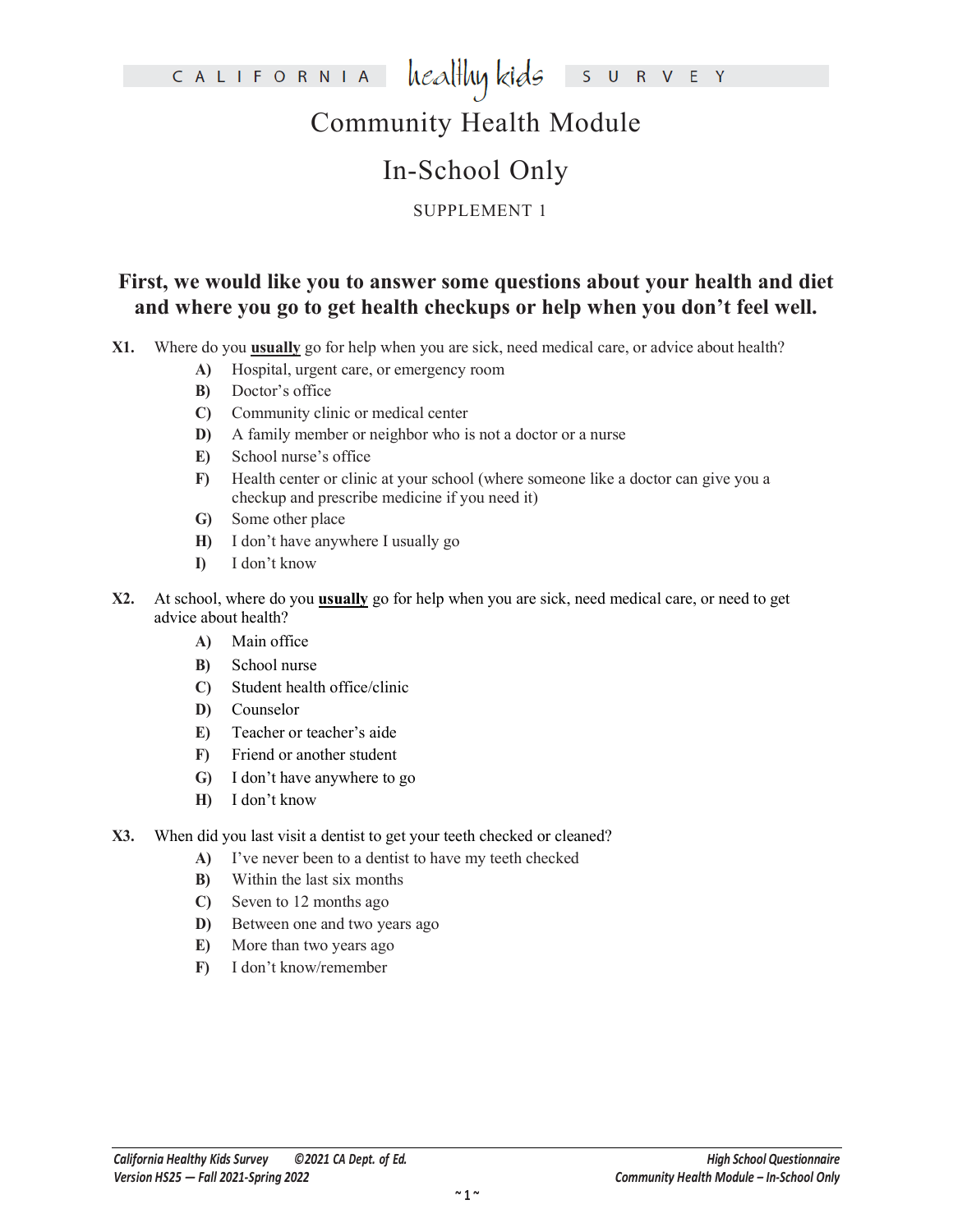# CALIFORNIA healthy kids SURVEY

# Community Health Module

# In-School Only

SUPPLEMENT 1

## First, we would like you to answer some questions about your health and diet and where you go to get health checkups or help when you don't feel well.

**X1.** Where do you **usually** go for help when you are sick, need medical care, or advice about health?

- **A)** Hospital, urgent care, or emergency room
- **B)** Doctor's office
- **C)** Community clinic or medical center
- **D)** A family member or neighbor who is not a doctor or a nurse
- **E)** School nurse's office
- **F)** Health center or clinic at your school (where someone like a doctor can give you a checkup and prescribe medicine if you need it)
- **G)** Some other place
- **H)** I don't have anywhere I usually go
- **I)** I don't know

**X2.** At school, where do you **usually** go for help when you are sick, need medical care, or need to get advice about health?

- **A)** Main office
- **B)** School nurse
- **C)** Student health office/clinic
- **D)** Counselor
- **E)** Teacher or teacher's aide
- **F)** Friend or another student
- **G)** I don't have anywhere to go
- **H)** I don't know

**X3.** When did you last visit a dentist to get your teeth checked or cleaned?

- **A)** I've never been to a dentist to have my teeth checked
- **B)** Within the last six months
- **C)** Seven to 12 months ago
- **D)** Between one and two years ago
- **E)** More than two years ago
- **F)** I don't know/remember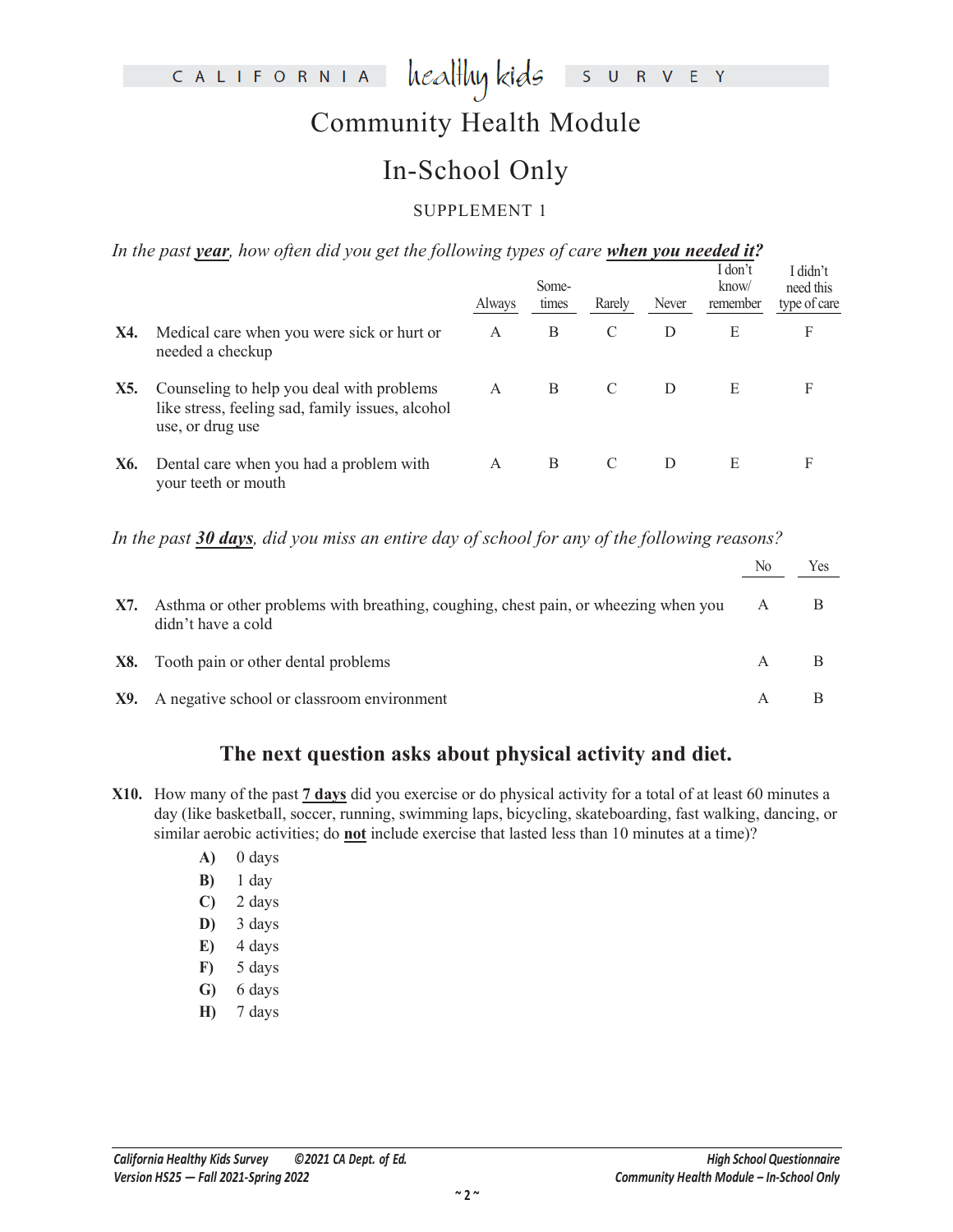# Community Health Module

## In-School Only

SUPPLEMENT 1

*In the past* ***year****, how often did you get the following types of care* ***when you needed it?***

| | | Always | Some-times | Rarely | Never | I don't know/ remember | I didn't need this type of care |
|---|---|---|---|---|---|---|---|
| **X4.** | Medical care when you were sick or hurt or needed a checkup | A | B | C | D | E | F |
| **X5.** | Counseling to help you deal with problems like stress, feeling sad, family issues, alcohol use, or drug use | A | B | C | D | E | F |
| **X6.** | Dental care when you had a problem with your teeth or mouth | A | B | C | D | E | F |

*In the past* ***30 days****, did you miss an entire day of school for any of the following reasons?*

| | | No | Yes |
|---|---|---|---|
| **X7.** | Asthma or other problems with breathing, coughing, chest pain, or wheezing when you didn't have a cold | A | B |
| **X8.** | Tooth pain or other dental problems | A | B |
| **X9.** | A negative school or classroom environment | A | B |

## The next question asks about physical activity and diet.

**X10.** How many of the past **7 days** did you exercise or do physical activity for a total of at least 60 minutes a day (like basketball, soccer, running, swimming laps, bicycling, skateboarding, fast walking, dancing, or similar aerobic activities; do **not** include exercise that lasted less than 10 minutes at a time)?

- **A)** 0 days
- **B)** 1 day
- **C)** 2 days
- **D)** 3 days
- **E)** 4 days
- **F)** 5 days
- **G)** 6 days
- **H)** 7 days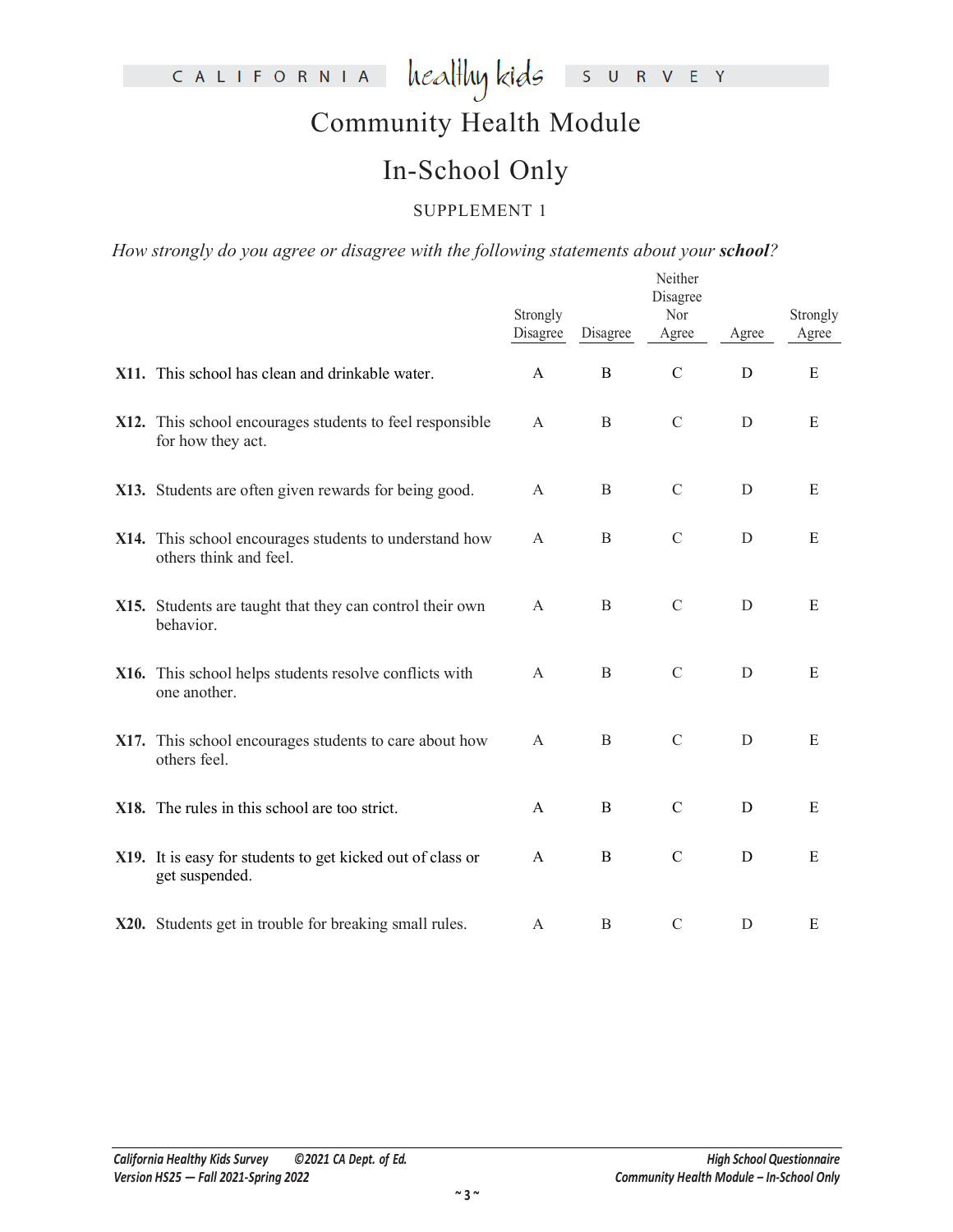# CALIFORNIA healthy kids SURVEY

# Community Health Module

# In-School Only

SUPPLEMENT 1

*How strongly do you agree or disagree with the following statements about your* ***school****?*

| | Strongly Disagree | Disagree | Neither Disagree Nor Agree | Agree | Strongly Agree |
|---|---|---|---|---|---|
| **X11.** This school has clean and drinkable water. | A | B | C | D | E |
| **X12.** This school encourages students to feel responsible for how they act. | A | B | C | D | E |
| **X13.** Students are often given rewards for being good. | A | B | C | D | E |
| **X14.** This school encourages students to understand how others think and feel. | A | B | C | D | E |
| **X15.** Students are taught that they can control their own behavior. | A | B | C | D | E |
| **X16.** This school helps students resolve conflicts with one another. | A | B | C | D | E |
| **X17.** This school encourages students to care about how others feel. | A | B | C | D | E |
| **X18.** The rules in this school are too strict. | A | B | C | D | E |
| **X19.** It is easy for students to get kicked out of class or get suspended. | A | B | C | D | E |
| **X20.** Students get in trouble for breaking small rules. | A | B | C | D | E |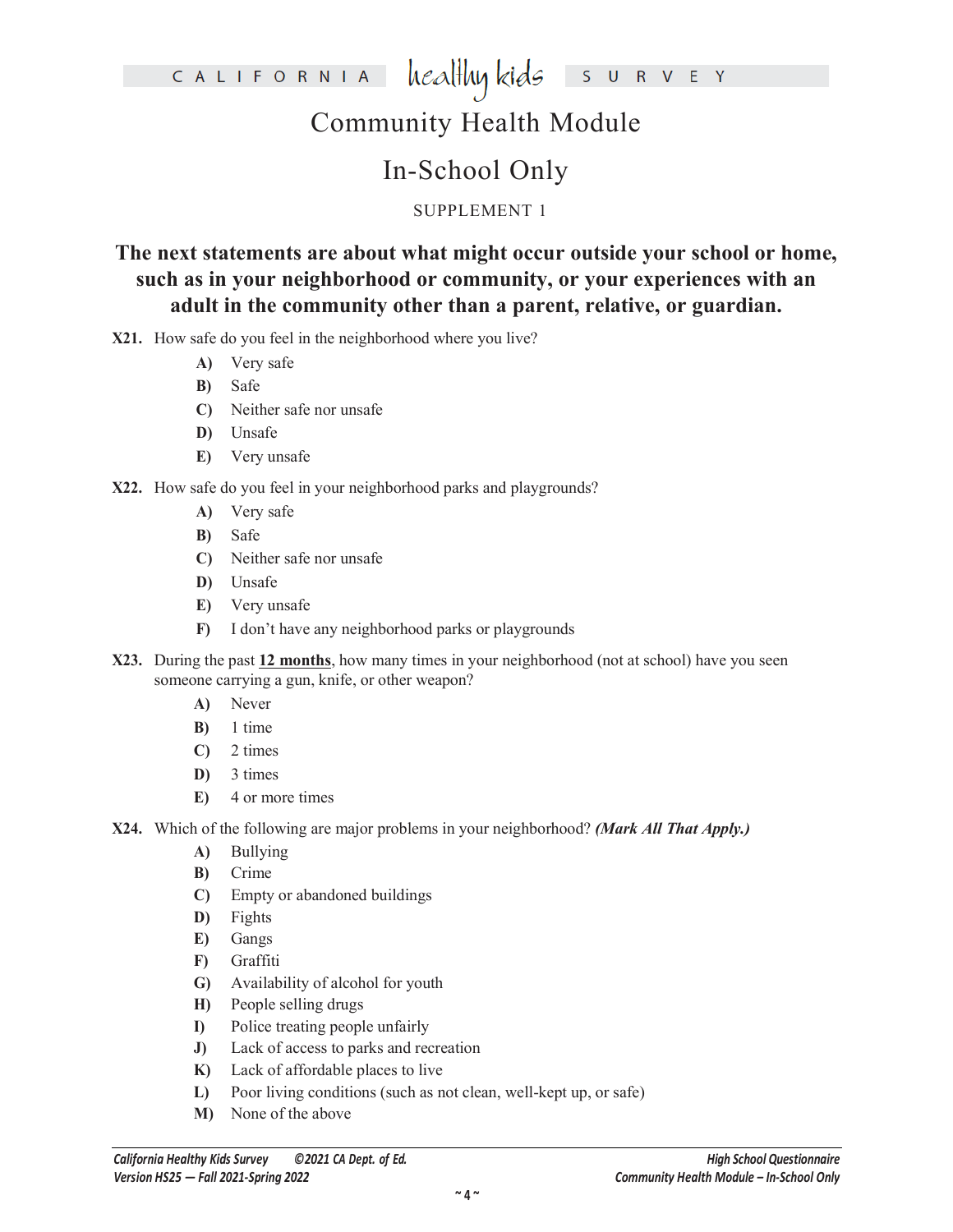# Community Health Module

## In-School Only

SUPPLEMENT 1

**The next statements are about what might occur outside your school or home, such as in your neighborhood or community, or your experiences with an adult in the community other than a parent, relative, or guardian.**

**X21.** How safe do you feel in the neighborhood where you live?

- **A)** Very safe
- **B)** Safe
- **C)** Neither safe nor unsafe
- **D)** Unsafe
- **E)** Very unsafe

**X22.** How safe do you feel in your neighborhood parks and playgrounds?

- **A)** Very safe
- **B)** Safe
- **C)** Neither safe nor unsafe
- **D)** Unsafe
- **E)** Very unsafe
- **F)** I don't have any neighborhood parks or playgrounds

**X23.** During the past **12 months**, how many times in your neighborhood (not at school) have you seen someone carrying a gun, knife, or other weapon?

- **A)** Never
- **B)** 1 time
- **C)** 2 times
- **D)** 3 times
- **E)** 4 or more times

**X24.** Which of the following are major problems in your neighborhood? ***(Mark All That Apply.)***

- **A)** Bullying
- **B)** Crime
- **C)** Empty or abandoned buildings
- **D)** Fights
- **E)** Gangs
- **F)** Graffiti
- **G)** Availability of alcohol for youth
- **H)** People selling drugs
- **I)** Police treating people unfairly
- **J)** Lack of access to parks and recreation
- **K)** Lack of affordable places to live
- **L)** Poor living conditions (such as not clean, well-kept up, or safe)
- **M)** None of the above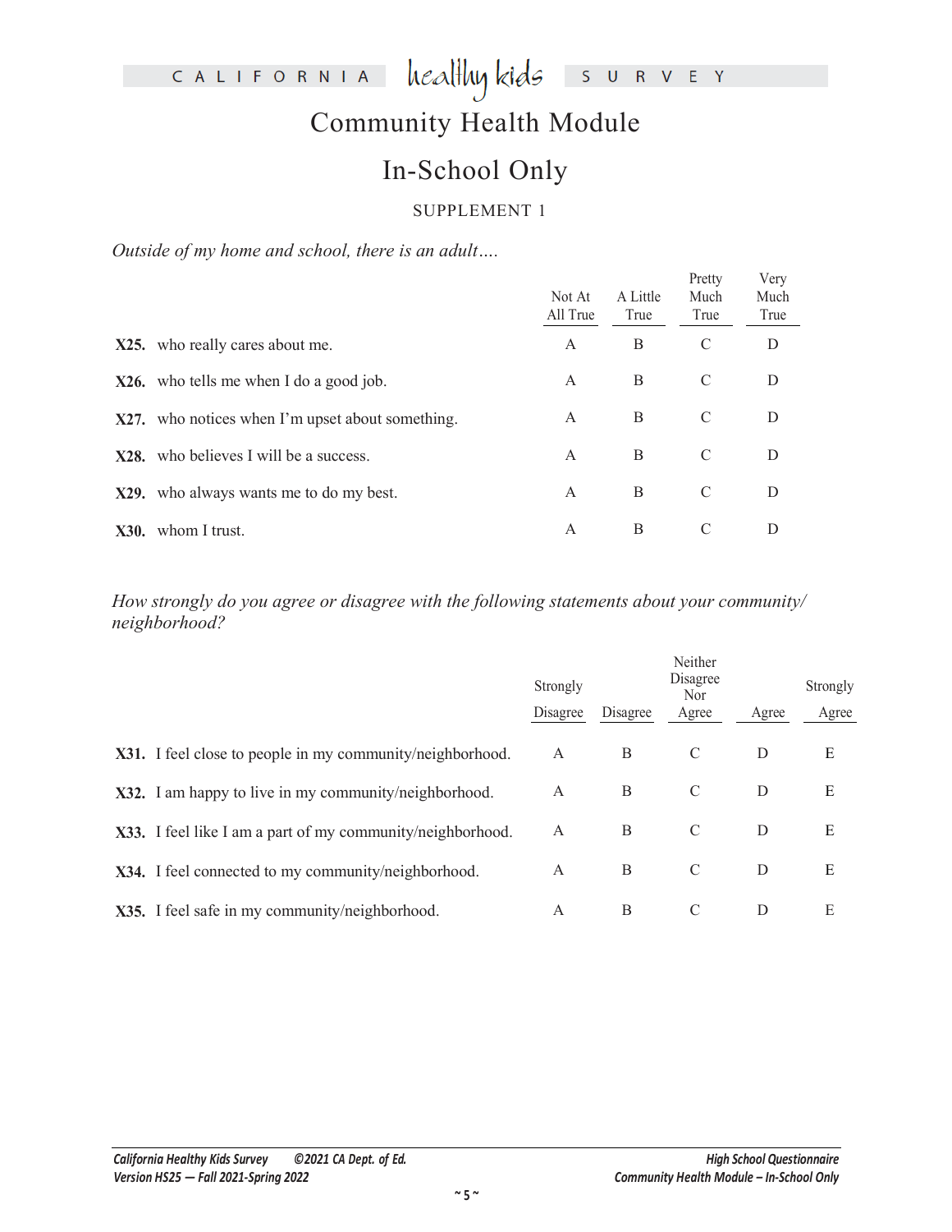# Community Health Module

## In-School Only

SUPPLEMENT 1

*Outside of my home and school, there is an adult….*

| | Not At All True | A Little True | Pretty Much True | Very Much True |
|---|---|---|---|---|
| **X25.** who really cares about me. | A | B | C | D |
| **X26.** who tells me when I do a good job. | A | B | C | D |
| **X27.** who notices when I'm upset about something. | A | B | C | D |
| **X28.** who believes I will be a success. | A | B | C | D |
| **X29.** who always wants me to do my best. | A | B | C | D |
| **X30.** whom I trust. | A | B | C | D |

*How strongly do you agree or disagree with the following statements about your community/ neighborhood?*

| | Strongly Disagree | Disagree | Neither Disagree Nor Agree | Agree | Strongly Agree |
|---|---|---|---|---|---|
| **X31.** I feel close to people in my community/neighborhood. | A | B | C | D | E |
| **X32.** I am happy to live in my community/neighborhood. | A | B | C | D | E |
| **X33.** I feel like I am a part of my community/neighborhood. | A | B | C | D | E |
| **X34.** I feel connected to my community/neighborhood. | A | B | C | D | E |
| **X35.** I feel safe in my community/neighborhood. | A | B | C | D | E |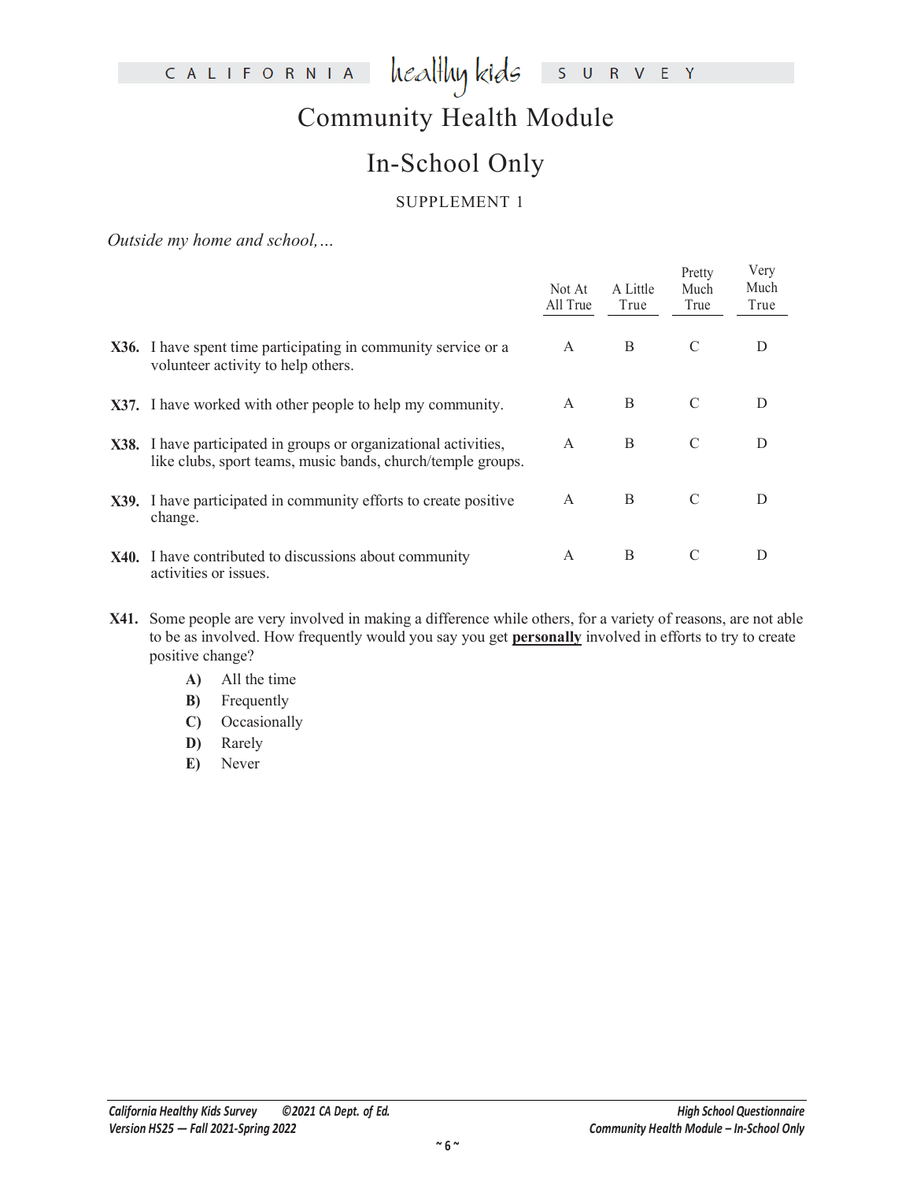# Community Health Module

# In-School Only

SUPPLEMENT 1

*Outside my home and school,…*

| | Not At All True | A Little True | Pretty Much True | Very Much True |
|---|---|---|---|---|
| **X36.** I have spent time participating in community service or a volunteer activity to help others. | A | B | C | D |
| **X37.** I have worked with other people to help my community. | A | B | C | D |
| **X38.** I have participated in groups or organizational activities, like clubs, sport teams, music bands, church/temple groups. | A | B | C | D |
| **X39.** I have participated in community efforts to create positive change. | A | B | C | D |
| **X40.** I have contributed to discussions about community activities or issues. | A | B | C | D |

**X41.** Some people are very involved in making a difference while others, for a variety of reasons, are not able to be as involved. How frequently would you say you get **personally** involved in efforts to try to create positive change?

- **A)** All the time
- **B)** Frequently
- **C)** Occasionally
- **D)** Rarely
- **E)** Never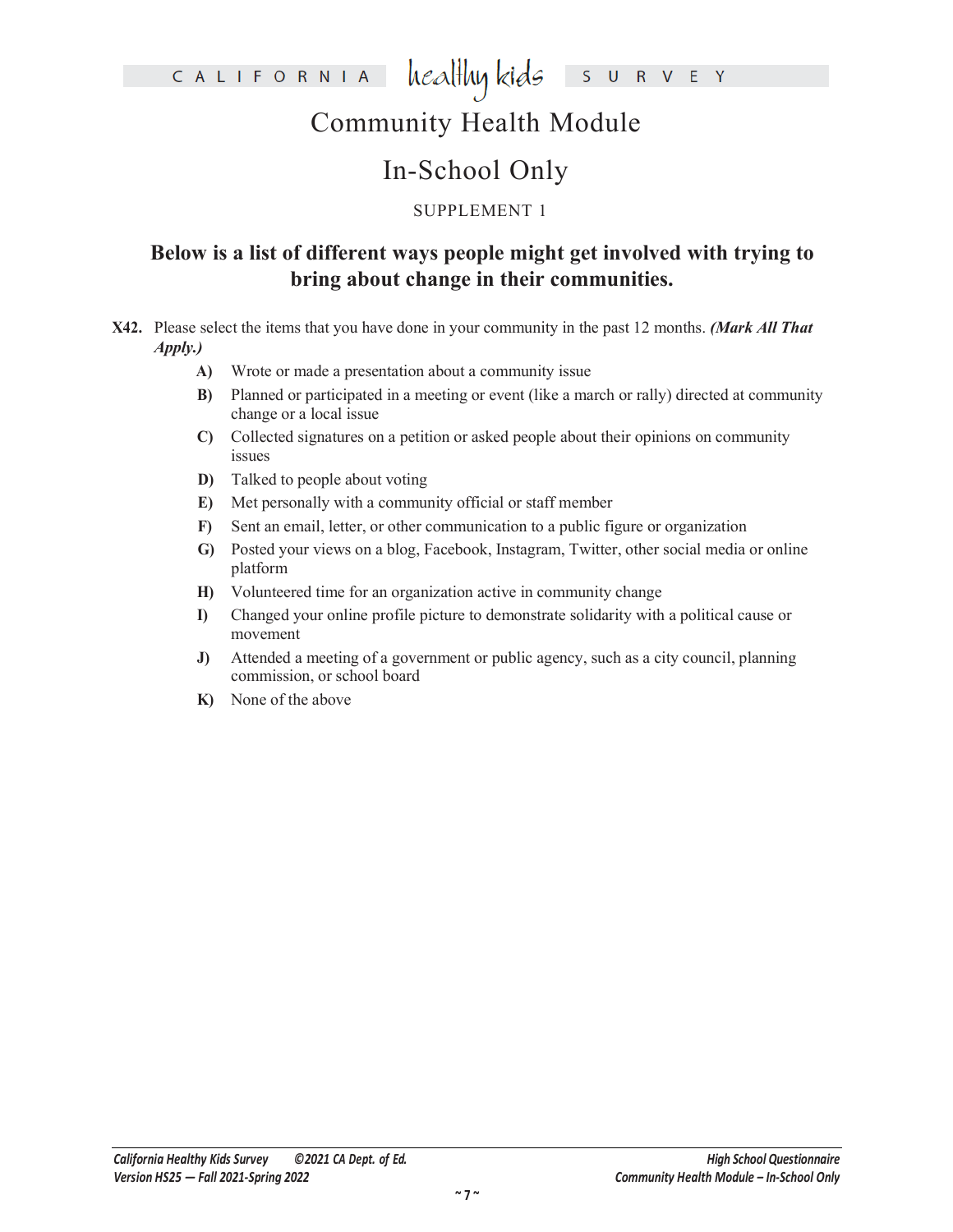# Community Health Module

## In-School Only

SUPPLEMENT 1

### Below is a list of different ways people might get involved with trying to bring about change in their communities.

**X42.** Please select the items that you have done in your community in the past 12 months. ***(Mark All That Apply.)***

- **A)** Wrote or made a presentation about a community issue
- **B)** Planned or participated in a meeting or event (like a march or rally) directed at community change or a local issue
- **C)** Collected signatures on a petition or asked people about their opinions on community issues
- **D)** Talked to people about voting
- **E)** Met personally with a community official or staff member
- **F)** Sent an email, letter, or other communication to a public figure or organization
- **G)** Posted your views on a blog, Facebook, Instagram, Twitter, other social media or online platform
- **H)** Volunteered time for an organization active in community change
- **I)** Changed your online profile picture to demonstrate solidarity with a political cause or movement
- **J)** Attended a meeting of a government or public agency, such as a city council, planning commission, or school board
- **K)** None of the above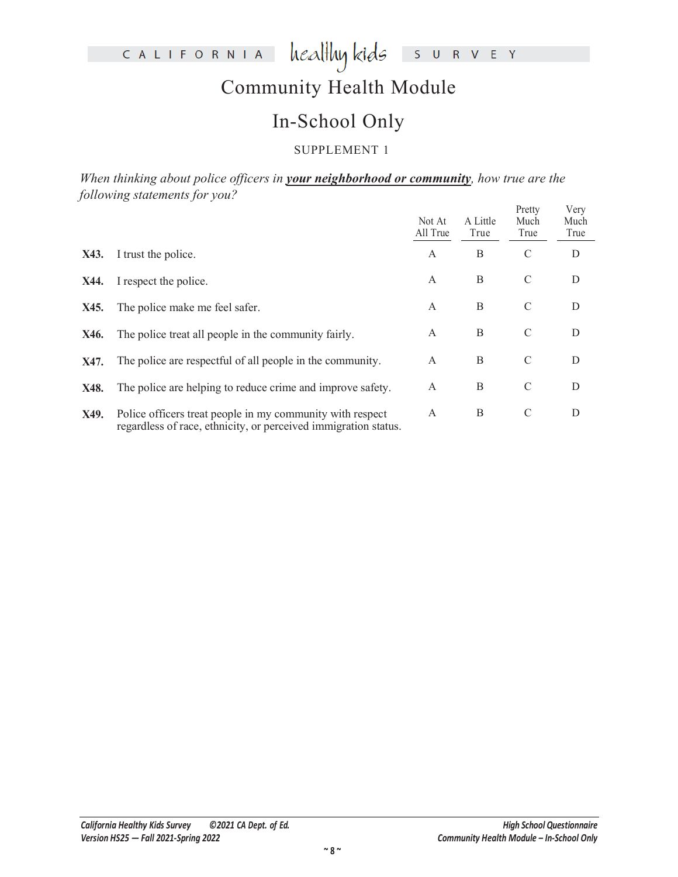CALIFORNIA healthy kids SURVEY

# Community Health Module

# In-School Only

SUPPLEMENT 1

*When thinking about police officers in **your neighborhood or community**, how true are the following statements for you?*

| | | Not At All True | A Little True | Pretty Much True | Very Much True |
|---|---|---|---|---|---|
| **X43.** | I trust the police. | A | B | C | D |
| **X44.** | I respect the police. | A | B | C | D |
| **X45.** | The police make me feel safer. | A | B | C | D |
| **X46.** | The police treat all people in the community fairly. | A | B | C | D |
| **X47.** | The police are respectful of all people in the community. | A | B | C | D |
| **X48.** | The police are helping to reduce crime and improve safety. | A | B | C | D |
| **X49.** | Police officers treat people in my community with respect regardless of race, ethnicity, or perceived immigration status. | A | B | C | D |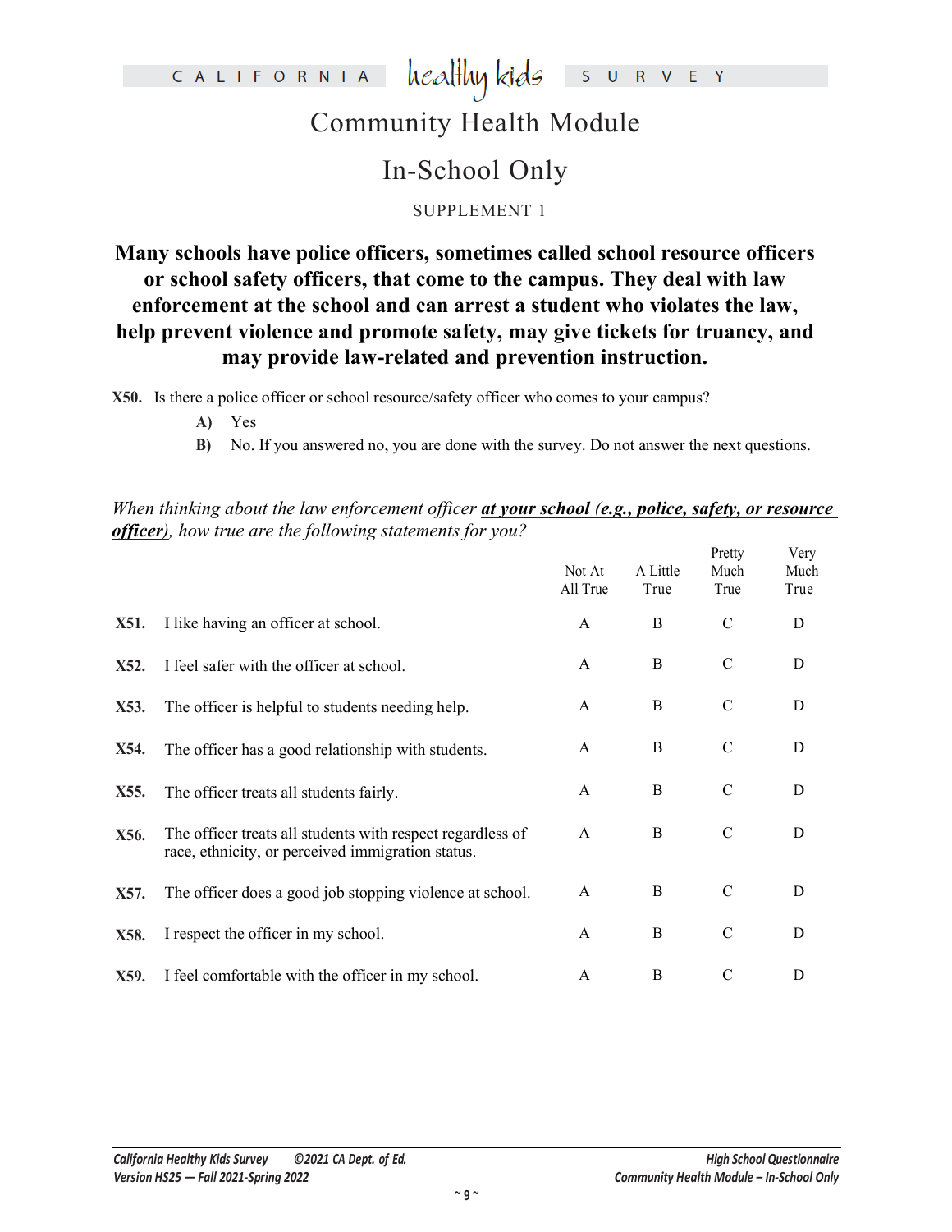CALIFORNIA healthy kids SURVEY

# Community Health Module

## In-School Only

SUPPLEMENT 1

**Many schools have police officers, sometimes called school resource officers or school safety officers, that come to the campus. They deal with law enforcement at the school and can arrest a student who violates the law, help prevent violence and promote safety, may give tickets for truancy, and may provide law-related and prevention instruction.**

**X50.** Is there a police officer or school resource/safety officer who comes to your campus?

- **A)** Yes
- **B)** No. If you answered no, you are done with the survey. Do not answer the next questions.

*When thinking about the law enforcement officer* ***at your school (e.g., police, safety, or resource officer)****, how true are the following statements for you?*

| | | Not At All True | A Little True | Pretty Much True | Very Much True |
|---|---|---|---|---|---|
| **X51.** | I like having an officer at school. | A | B | C | D |
| **X52.** | I feel safer with the officer at school. | A | B | C | D |
| **X53.** | The officer is helpful to students needing help. | A | B | C | D |
| **X54.** | The officer has a good relationship with students. | A | B | C | D |
| **X55.** | The officer treats all students fairly. | A | B | C | D |
| **X56.** | The officer treats all students with respect regardless of race, ethnicity, or perceived immigration status. | A | B | C | D |
| **X57.** | The officer does a good job stopping violence at school. | A | B | C | D |
| **X58.** | I respect the officer in my school. | A | B | C | D |
| **X59.** | I feel comfortable with the officer in my school. | A | B | C | D |